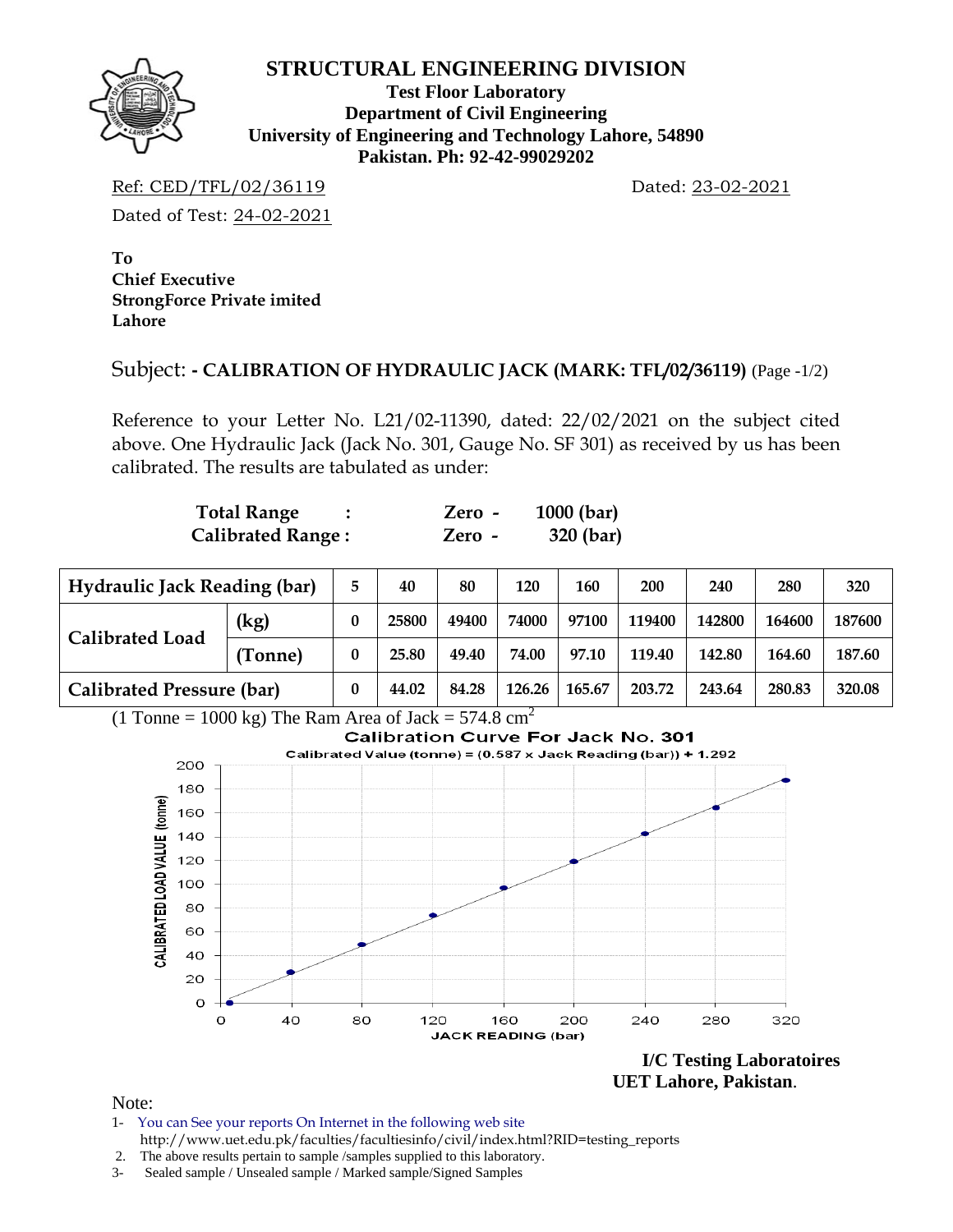# STRUCTURAL ENGINEERING DIVISION

**Test Floor Laboratory**
**Department of Civil Engineering**
**University of Engineering and Technology Lahore, 54890**
**Pakistan. Ph: 92-42-99029202**

Ref: CED/TFL/02/36119 Dated: 23-02-2021

Dated of Test: 24-02-2021

**To**
**Chief Executive**
**StrongForce Private imited**
**Lahore**

Subject: **- CALIBRATION OF HYDRAULIC JACK (MARK: TFL/02/36119)** (Page -1/2)

Reference to your Letter No. L21/02-11390, dated: 22/02/2021 on the subject cited above. One Hydraulic Jack (Jack No. 301, Gauge No. SF 301) as received by us has been calibrated. The results are tabulated as under:

| | | | |
|---|---|---|---|
| **Total Range** | **:** | **Zero -** | **1000 (bar)** |
| **Calibrated Range :** | | **Zero -** | **320 (bar)** |

| **Hydraulic Jack Reading (bar)** | | **5** | **40** | **80** | **120** | **160** | **200** | **240** | **280** | **320** |
|---|---|---|---|---|---|---|---|---|---|---|
| **Calibrated Load** | **(kg)** | **0** | **25800** | **49400** | **74000** | **97100** | **119400** | **142800** | **164600** | **187600** |
| | **(Tonne)** | **0** | **25.80** | **49.40** | **74.00** | **97.10** | **119.40** | **142.80** | **164.60** | **187.60** |
| **Calibrated Pressure (bar)** | | **0** | **44.02** | **84.28** | **126.26** | **165.67** | **203.72** | **243.64** | **280.83** | **320.08** |

(1 Tonne = 1000 kg) The Ram Area of Jack = 574.8 $cm^2$

**Calibration Curve For Jack No. 301**

Calibrated Value (tonne) = (0.587 x Jack Reading (bar)) + 1.292

**I/C Testing Laboratoires**
**UET Lahore, Pakistan**.

Note:

1- You can See your reports On Internet in the following web site
http://www.uet.edu.pk/faculties/facultiesinfo/civil/index.html?RID=testing_reports

2. The above results pertain to sample /samples supplied to this laboratory.

3- Sealed sample / Unsealed sample / Marked sample/Signed Samples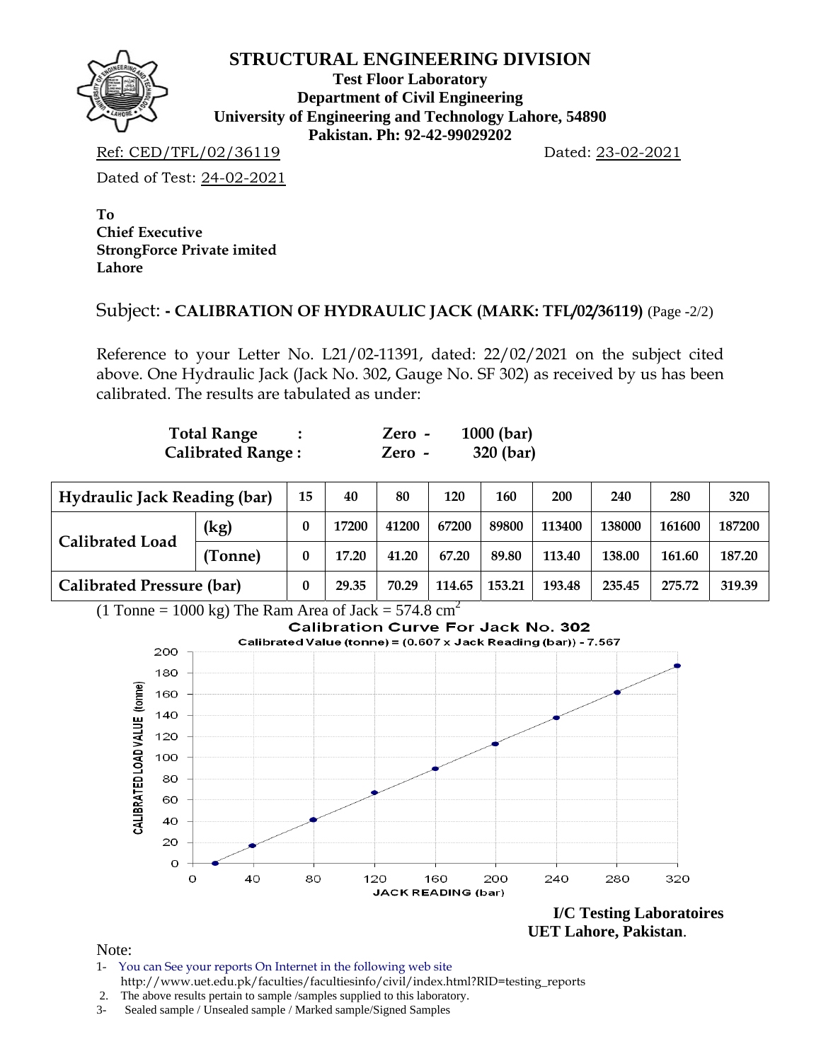# STRUCTURAL ENGINEERING DIVISION

**Test Floor Laboratory**
**Department of Civil Engineering**
**University of Engineering and Technology Lahore, 54890**
**Pakistan. Ph: 92-42-99029202**

Ref: CED/TFL/02/36119 Dated: 23-02-2021

Dated of Test: 24-02-2021

**To**
**Chief Executive**
**StrongForce Private imited**
**Lahore**

Subject: **- CALIBRATION OF HYDRAULIC JACK (MARK: TFL/02/36119)** (Page -2/2)

Reference to your Letter No. L21/02-11391, dated: 22/02/2021 on the subject cited above. One Hydraulic Jack (Jack No. 302, Gauge No. SF 302) as received by us has been calibrated. The results are tabulated as under:

**Total Range : Zero - 1000 (bar)**
**Calibrated Range : Zero - 320 (bar)**

| Hydraulic Jack Reading (bar) | | 15 | 40 | 80 | 120 | 160 | 200 | 240 | 280 | 320 |
|---|---|---|---|---|---|---|---|---|---|---|
| Calibrated Load | (kg) | 0 | 17200 | 41200 | 67200 | 89800 | 113400 | 138000 | 161600 | 187200 |
| | (Tonne) | 0 | 17.20 | 41.20 | 67.20 | 89.80 | 113.40 | 138.00 | 161.60 | 187.20 |
| Calibrated Pressure (bar) | | 0 | 29.35 | 70.29 | 114.65 | 153.21 | 193.48 | 235.45 | 275.72 | 319.39 |

(1 Tonne = 1000 kg) The Ram Area of Jack = 574.8 $cm^2$

**Calibration Curve For Jack No. 302**

Calibrated Value (tonne) = (0.607 x Jack Reading (bar)) - 7.567

**I/C Testing Laboratoires**
**UET Lahore, Pakistan.**

Note:

1- You can See your reports On Internet in the following web site
http://www.uet.edu.pk/faculties/facultiesinfo/civil/index.html?RID=testing_reports
2. The above results pertain to sample /samples supplied to this laboratory.
3- Sealed sample / Unsealed sample / Marked sample/Signed Samples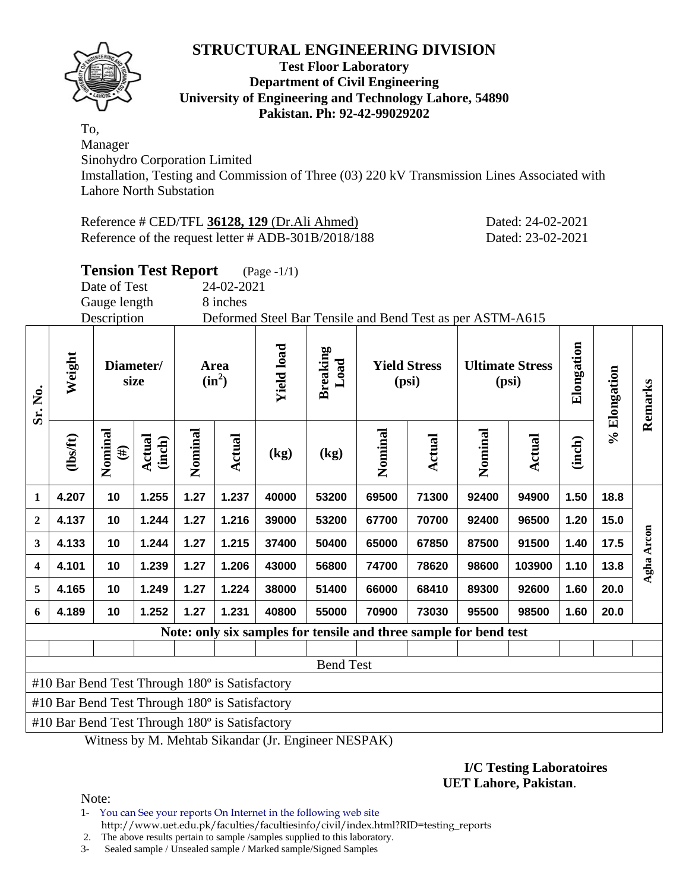## STRUCTURAL ENGINEERING DIVISION

**Test Floor Laboratory**
**Department of Civil Engineering**
**University of Engineering and Technology Lahore, 54890**
**Pakistan. Ph: 92-42-99029202**

To,
Manager
Sinohydro Corporation Limited
Imstallation, Testing and Commission of Three (03) 220 kV Transmission Lines Associated with Lahore North Substation

Reference # CED/TFL **36128, 129** (Dr.Ali Ahmed) Dated: 24-02-2021
Reference of the request letter # ADB-301B/2018/188 Dated: 23-02-2021

### Tension Test Report (Page -1/1)

Date of Test 24-02-2021
Gauge length 8 inches
Description Deformed Steel Bar Tensile and Bend Test as per ASTM-A615

| Sr. No. | Weight | Diameter/ size | | Area ($in^2$) | | Yield load | Breaking Load | Yield Stress (psi) | | Ultimate Stress (psi) | | Elongation | % Elongation | Remarks |
|---|---|---|---|---|---|---|---|---|---|---|---|---|---|---|
| | (lbs/ft) | Nominal (#) | Actual (inch) | Nominal | Actual | (kg) | (kg) | Nominal | Actual | Nominal | Actual | (inch) | | |
| 1 | 4.207 | 10 | 1.255 | 1.27 | 1.237 | 40000 | 53200 | 69500 | 71300 | 92400 | 94900 | 1.50 | 18.8 | Agha Arcon |
| 2 | 4.137 | 10 | 1.244 | 1.27 | 1.216 | 39000 | 53200 | 67700 | 70700 | 92400 | 96500 | 1.20 | 15.0 | |
| 3 | 4.133 | 10 | 1.244 | 1.27 | 1.215 | 37400 | 50400 | 65000 | 67850 | 87500 | 91500 | 1.40 | 17.5 | |
| 4 | 4.101 | 10 | 1.239 | 1.27 | 1.206 | 43000 | 56800 | 74700 | 78620 | 98600 | 103900 | 1.10 | 13.8 | |
| 5 | 4.165 | 10 | 1.249 | 1.27 | 1.224 | 38000 | 51400 | 66000 | 68410 | 89300 | 92600 | 1.60 | 20.0 | |
| 6 | 4.189 | 10 | 1.252 | 1.27 | 1.231 | 40800 | 55000 | 70900 | 73030 | 95500 | 98500 | 1.60 | 20.0 | |

**Note: only six samples for tensile and three sample for bend test**

Bend Test

#10 Bar Bend Test Through 180º is Satisfactory
#10 Bar Bend Test Through 180º is Satisfactory
#10 Bar Bend Test Through 180º is Satisfactory

Witness by M. Mehtab Sikandar (Jr. Engineer NESPAK)

**I/C Testing Laboratoires**
**UET Lahore, Pakistan**.

Note:
1- You can See your reports On Internet in the following web site
http://www.uet.edu.pk/faculties/facultiesinfo/civil/index.html?RID=testing_reports
2. The above results pertain to sample /samples supplied to this laboratory.
3- Sealed sample / Unsealed sample / Marked sample/Signed Samples